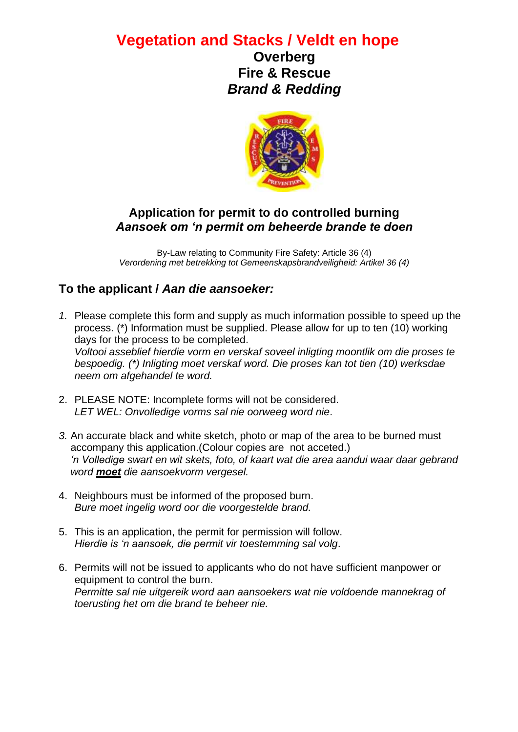# Vegetation and Stacks / Veldt en hope

**Overberg**
**Fire & Rescue**
***Brand & Redding***

## Application for permit to do controlled burning
## *Aansoek om 'n permit om beheerde brande te doen*

By-Law relating to Community Fire Safety: Article 36 (4)
*Verordening met betrekking tot Gemeenskapsbrandveiligheid: Artikel 36 (4)*

## To the applicant / *Aan die aansoeker:*

1. Please complete this form and supply as much information possible to speed up the process. (*) Information must be supplied. Please allow for up to ten (10) working days for the process to be completed.
   *Voltooi asseblief hierdie vorm en verskaf soveel inligting moontlik om die proses te bespoedig. (*) Inligting moet verskaf word. Die proses kan tot tien (10) werksdae neem om afgehandel te word.*

2. PLEASE NOTE: Incomplete forms will not be considered.
   *LET WEL: Onvolledige vorms sal nie oorweeg word nie*.

3. An accurate black and white sketch, photo or map of the area to be burned must accompany this application.(Colour copies are not acceted.)
   *'n Volledige swart en wit skets, foto, of kaart wat die area aandui waar daar gebrand word **moet** die aansoekvorm vergesel.*

4. Neighbours must be informed of the proposed burn.
   *Bure moet ingelig word oor die voorgestelde brand.*

5. This is an application, the permit for permission will follow.
   *Hierdie is 'n aansoek, die permit vir toestemming sal volg*.

6. Permits will not be issued to applicants who do not have sufficient manpower or equipment to control the burn.
   *Permitte sal nie uitgereik word aan aansoekers wat nie voldoende mannekrag of toerusting het om die brand te beheer nie.*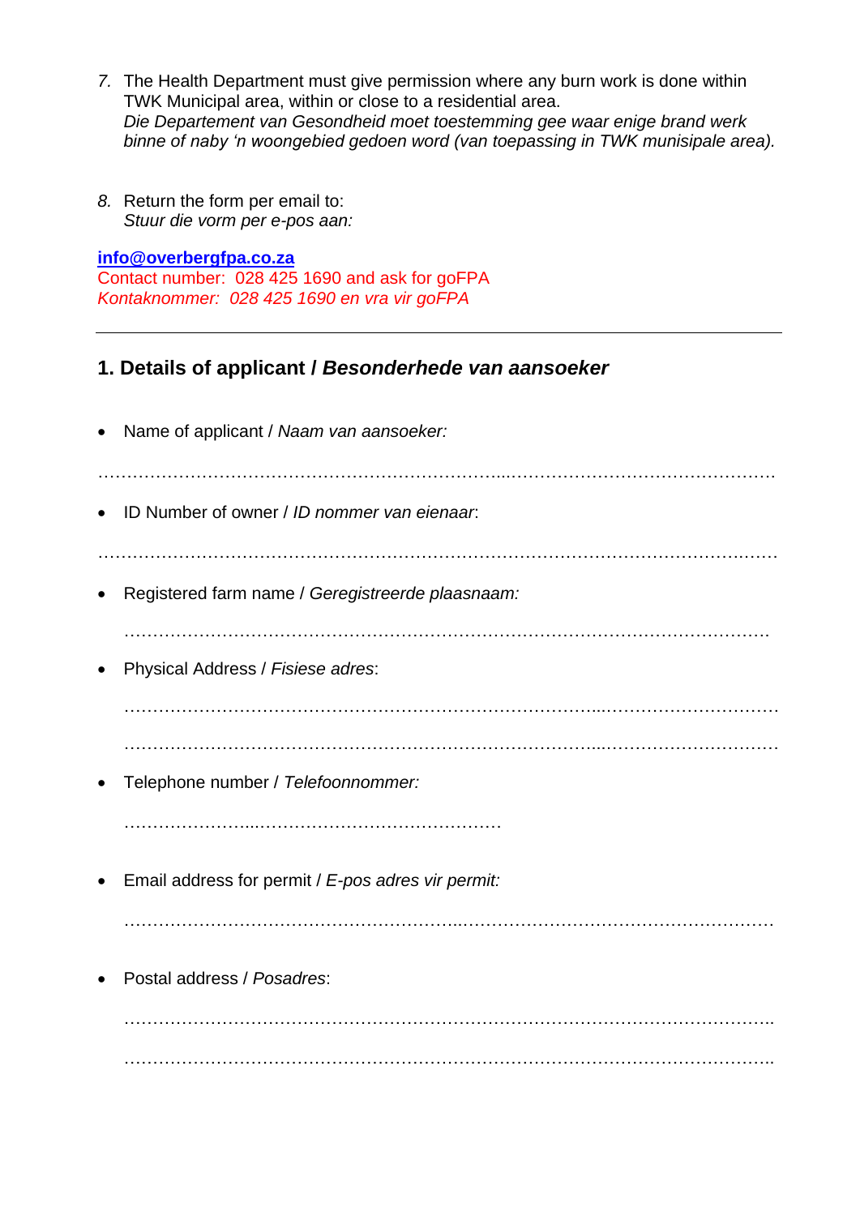7. The Health Department must give permission where any burn work is done within TWK Municipal area, within or close to a residential area.
   *Die Departement van Gesondheid moet toestemming gee waar enige brand werk binne of naby 'n woongebied gedoen word (van toepassing in TWK munisipale area).*

8. Return the form per email to:
   *Stuur die vorm per e-pos aan:*

**info@overbergfpa.co.za**
Contact number: 028 425 1690 and ask for goFPA
*Kontaknommer: 028 425 1690 en vra vir goFPA*

---

## 1. Details of applicant / *Besonderhede van aansoeker*

- Name of applicant / *Naam van aansoeker:*

…………………………………………………………………………………………………………………

- ID Number of owner / *ID nommer van eienaar*:

…………………………………………………………………………………………………………………

- Registered farm name / *Geregistreerde plaasnaam:*

  ………………………………………………………………………………………………………………

- Physical Address / *Fisiese adres*:

  ………………………………………………………………………………………………………………

  ………………………………………………………………………………………………………………

- Telephone number / *Telefoonnommer:*

  ……………………………………………………………

- Email address for permit / *E-pos adres vir permit:*

  ………………………………………………………………………………………………………………

- Postal address / *Posadres*:

  ………………………………………………………………………………………………………………

  ………………………………………………………………………………………………………………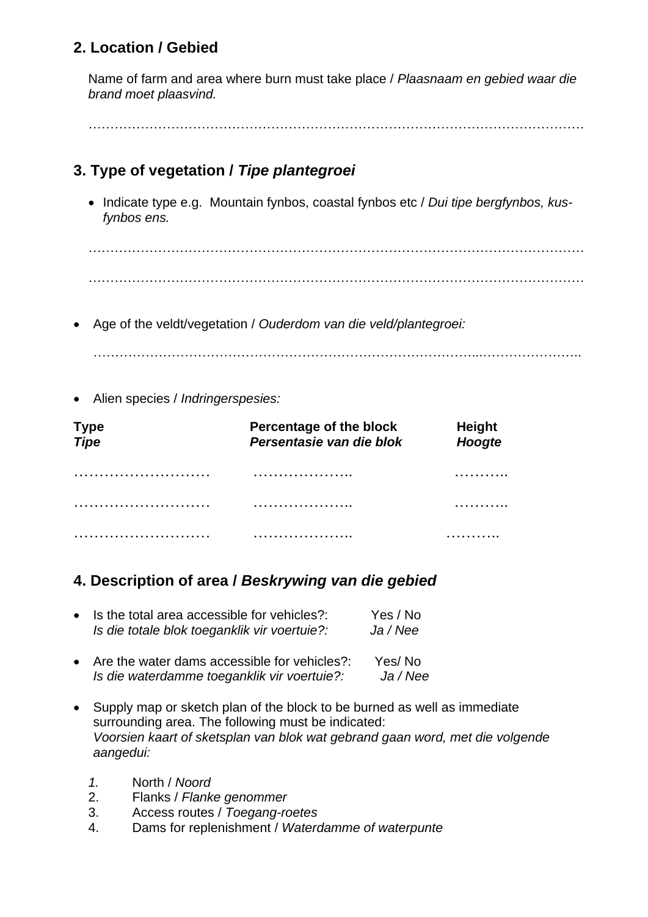## 2. Location / Gebied

Name of farm and area where burn must take place / *Plaasnaam en gebied waar die brand moet plaasvind.*

…………………………………………………………………………………………………

## 3. Type of vegetation / *Tipe plantegroei*

- Indicate type e.g. Mountain fynbos, coastal fynbos etc / *Dui tipe bergfynbos, kus-fynbos ens.*

…………………………………………………………………………………………………

…………………………………………………………………………………………………

- Age of the veldt/vegetation / *Ouderdom van die veld/plantegroei:*

…………………………………………………………………………………...…………………..

- Alien species / *Indringerspesies:*

| **Type** *Tipe* | **Percentage of the block** *Persentasie van die blok* | **Height** *Hoogte* |
|---|---|---|
| ……………………… | ……………….. | ……….. |
| ……………………… | ……………….. | ……….. |
| ……………………… | ……………….. | ……….. |

## 4. Description of area / *Beskrywing van die gebied*

- Is the total area accessible for vehicles?: Yes / No
  *Is die totale blok toeganklik vir voertuie?: Ja / Nee*

- Are the water dams accessible for vehicles?: Yes/ No
  *Is die waterdamme toeganklik vir voertuie?: Ja / Nee*

- Supply map or sketch plan of the block to be burned as well as immediate surrounding area. The following must be indicated:
  *Voorsien kaart of sketsplan van blok wat gebrand gaan word, met die volgende aangedui:*

  1. North / *Noord*
  2. Flanks / *Flanke genommer*
  3. Access routes / *Toegang-roetes*
  4. Dams for replenishment / *Waterdamme of waterpunte*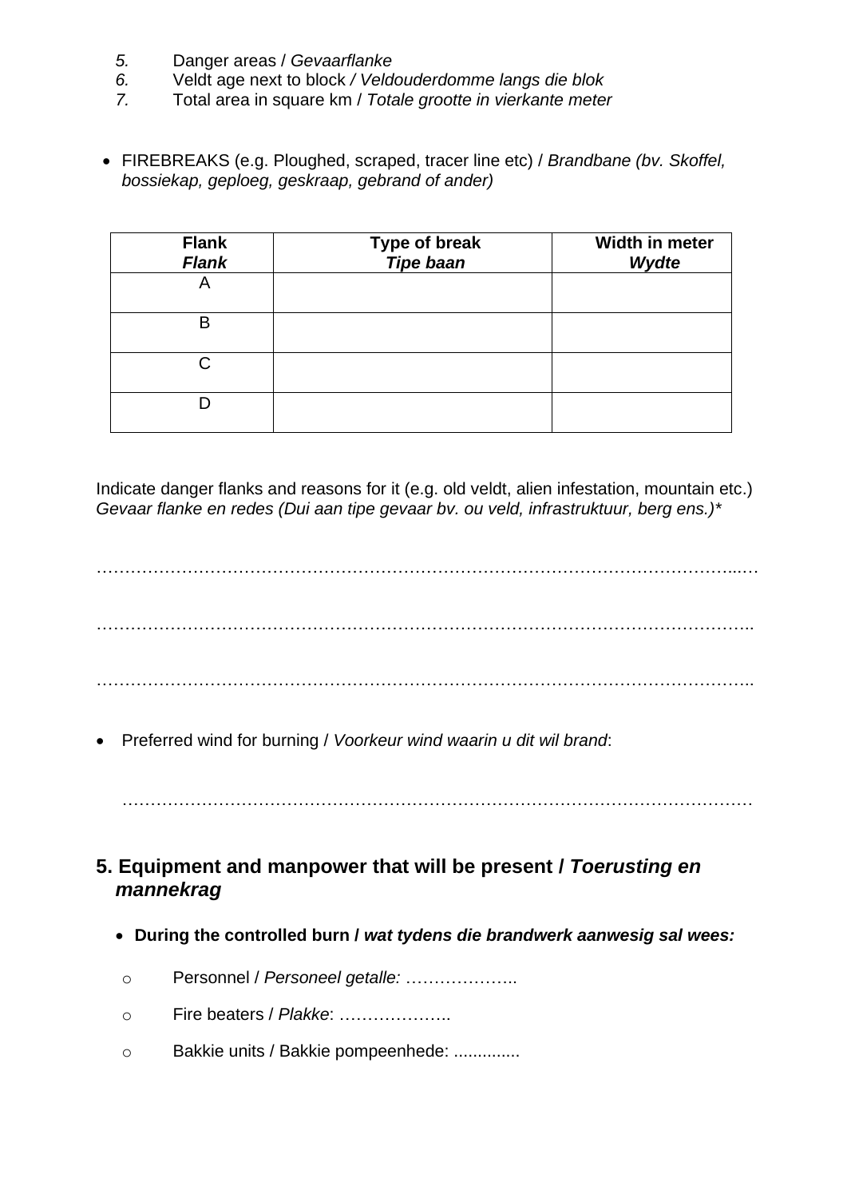5. Danger areas / *Gevaarflanke*
6. Veldt age next to block */ Veldouderdomme langs die blok*
7. Total area in square km / *Totale grootte in vierkante meter*

- FIREBREAKS (e.g. Ploughed, scraped, tracer line etc) / *Brandbane (bv. Skoffel, bossiekap, geploeg, geskraap, gebrand of ander)*

| **Flank** *Flank* | **Type of break** *Tipe baan* | **Width in meter** *Wydte* |
|---|---|---|
| A | | |
| B | | |
| C | | |
| D | | |

Indicate danger flanks and reasons for it (e.g. old veldt, alien infestation, mountain etc.) *Gevaar flanke en redes (Dui aan tipe gevaar bv. ou veld, infrastruktuur, berg ens.)**

…………………………………………………………………………………………………...…

……………………………………………………………………………………………………..

……………………………………………………………………………………………………..

- Preferred wind for burning / *Voorkeur wind waarin u dit wil brand*:

  ……………………………………………………………………………………………………

## 5. Equipment and manpower that will be present / *Toerusting en mannekrag*

- **During the controlled burn /** ***wat tydens die brandwerk aanwesig sal wees:***
  - Personnel / *Personeel getalle:* ………………..
  - Fire beaters / *Plakke*: ………………..
  - Bakkie units / Bakkie pompeenhede: ..............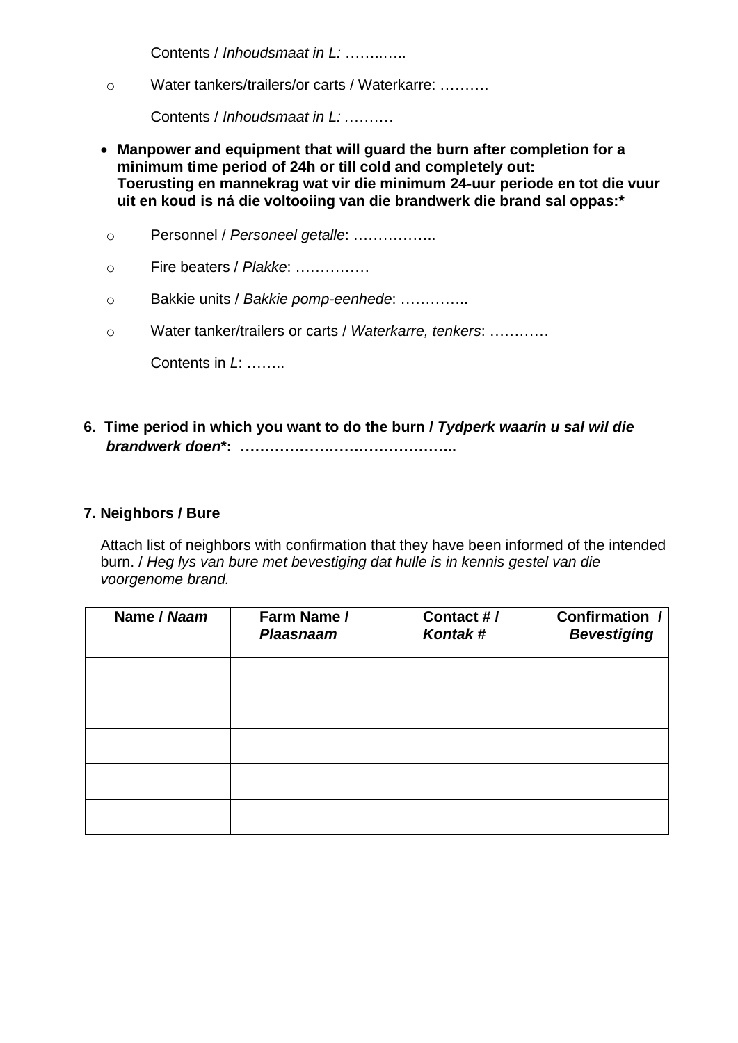Contents / *Inhoudsmaat in L:* ……..…..

- o Water tankers/trailers/or carts / Waterkarre: ……….

  Contents / *Inhoudsmaat in L:* ……….

- **Manpower and equipment that will guard the burn after completion for a minimum time period of 24h or till cold and completely out:**
  **Toerusting en mannekrag wat vir die minimum 24-uur periode en tot die vuur uit en koud is ná die voltooiing van die brandwerk die brand sal oppas:***

  - o Personnel / *Personeel getalle*: ……………..
  - o Fire beaters / *Plakke*: ……………
  - o Bakkie units / *Bakkie pomp-eenhede*: …………..
  - o Water tanker/trailers or carts / *Waterkarre, tenkers*: …………

    Contents in *L*: ……..

**6. Time period in which you want to do the burn / *Tydperk waarin u sal wil die brandwerk doen****: ……………………………………..**

**7. Neighbors / Bure**

Attach list of neighbors with confirmation that they have been informed of the intended burn. / *Heg lys van bure met bevestiging dat hulle is in kennis gestel van die voorgenome brand.*

| **Name / *Naam*** | **Farm Name / *Plaasnaam*** | **Contact # / *Kontak #*** | **Confirmation / *Bevestiging*** |
|---|---|---|---|
| | | | |
| | | | |
| | | | |
| | | | |
| | | | |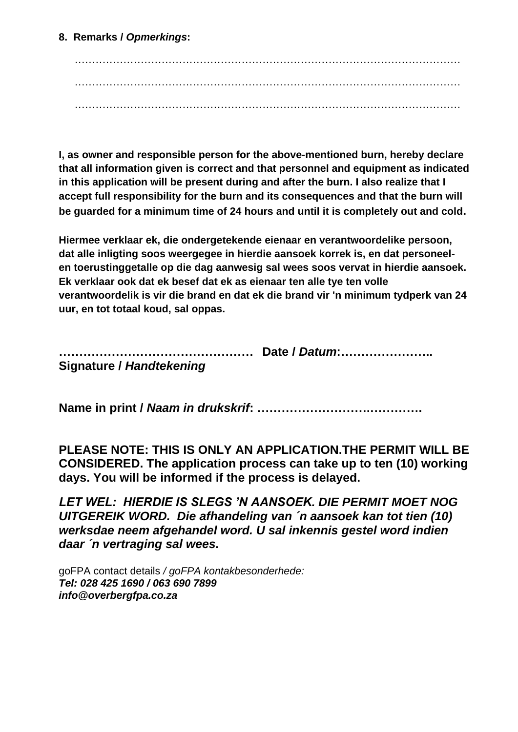**8. Remarks / *Opmerkings*:**

…………………………………………………………………………………………………

…………………………………………………………………………………………………

…………………………………………………………………………………………………

**I, as owner and responsible person for the above-mentioned burn, hereby declare that all information given is correct and that personnel and equipment as indicated in this application will be present during and after the burn. I also realize that I accept full responsibility for the burn and its consequences and that the burn will be guarded for a minimum time of 24 hours and until it is completely out and cold.**

**Hiermee verklaar ek, die ondergetekende eienaar en verantwoordelike persoon, dat alle inligting soos weergegee in hierdie aansoek korrek is, en dat personeel- en toerustinggetalle op die dag aanwesig sal wees soos vervat in hierdie aansoek. Ek verklaar ook dat ek besef dat ek as eienaar ten alle tye ten volle verantwoordelik is vir die brand en dat ek die brand vir 'n minimum tydperk van 24 uur, en tot totaal koud, sal oppas.**

**…………………………………………  Date / *Datum*:…………………..**
**Signature / *Handtekening***

**Name in print / *Naam in drukskrif*: ………………………….………….**

**PLEASE NOTE: THIS IS ONLY AN APPLICATION.THE PERMIT WILL BE CONSIDERED. The application process can take up to ten (10) working days. You will be informed if the process is delayed.**

***LET WEL: HIERDIE IS SLEGS 'N AANSOEK. DIE PERMIT MOET NOG UITGEREIK WORD. Die afhandeling van ´n aansoek kan tot tien (10) werksdae neem afgehandel word. U sal inkennis gestel word indien daar ´n vertraging sal wees.***

goFPA contact details / *goFPA kontakbesonderhede:*
***Tel: 028 425 1690 / 063 690 7899***
***info@overbergfpa.co.za***